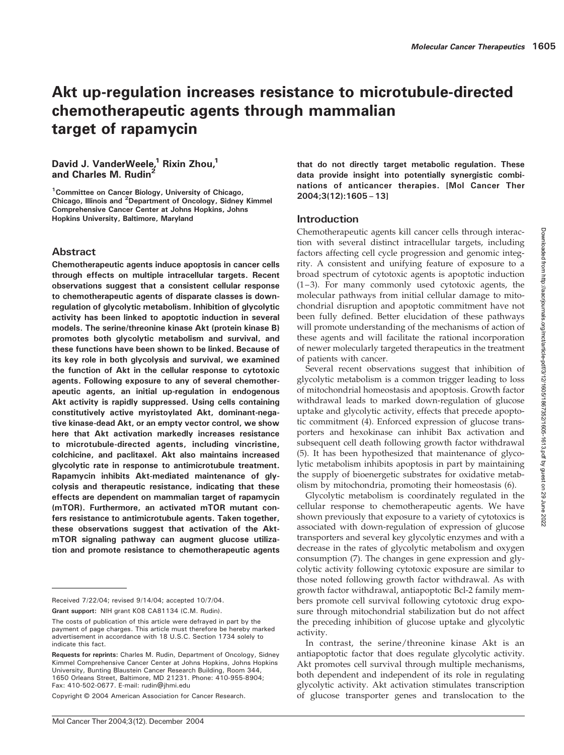# Akt up-regulation increases resistance to microtubule-directed chemotherapeutic agents through mammalian target of rapamycin

**David J. VanderWeele,[1] Rixin Zhou,[1] and Charles M. Rudin[2]**

[1]Committee on Cancer Biology, University of Chicago, Chicago, Illinois and [2]Department of Oncology, Sidney Kimmel Comprehensive Cancer Center at Johns Hopkins, Johns Hopkins University, Baltimore, Maryland

## Abstract

**Chemotherapeutic agents induce apoptosis in cancer cells through effects on multiple intracellular targets. Recent observations suggest that a consistent cellular response to chemotherapeutic agents of disparate classes is down-regulation of glycolytic metabolism. Inhibition of glycolytic activity has been linked to apoptotic induction in several models. The serine/threonine kinase Akt (protein kinase B) promotes both glycolytic metabolism and survival, and these functions have been shown to be linked. Because of its key role in both glycolysis and survival, we examined the function of Akt in the cellular response to cytotoxic agents. Following exposure to any of several chemotherapeutic agents, an initial up-regulation in endogenous Akt activity is rapidly suppressed. Using cells containing constitutively active myristoylated Akt, dominant-negative kinase-dead Akt, or an empty vector control, we show here that Akt activation markedly increases resistance to microtubule-directed agents, including vincristine, colchicine, and paclitaxel. Akt also maintains increased glycolytic rate in response to antimicrotubule treatment. Rapamycin inhibits Akt-mediated maintenance of glycolysis and therapeutic resistance, indicating that these effects are dependent on mammalian target of rapamycin (mTOR). Furthermore, an activated mTOR mutant confers resistance to antimicrotubule agents. Taken together, these observations suggest that activation of the Akt-mTOR signaling pathway can augment glucose utilization and promote resistance to chemotherapeutic agents that do not directly target metabolic regulation. These data provide insight into potentially synergistic combinations of anticancer therapies. [Mol Cancer Ther 2004;3(12):1605–13]**

Received 7/22/04; revised 9/14/04; accepted 10/7/04.

**Grant support:** NIH grant K08 CA81134 (C.M. Rudin).

The costs of publication of this article were defrayed in part by the payment of page charges. This article must therefore be hereby marked advertisement in accordance with 18 U.S.C. Section 1734 solely to indicate this fact.

**Requests for reprints:** Charles M. Rudin, Department of Oncology, Sidney Kimmel Comprehensive Cancer Center at Johns Hopkins, Johns Hopkins University, Bunting Blaustein Cancer Research Building, Room 344, 1650 Orleans Street, Baltimore, MD 21231. Phone: 410-955-8904; Fax: 410-502-0677. E-mail: rudin@jhmi.edu

Copyright © 2004 American Association for Cancer Research.

## Introduction

Chemotherapeutic agents kill cancer cells through interaction with several distinct intracellular targets, including factors affecting cell cycle progression and genomic integrity. A consistent and unifying feature of exposure to a broad spectrum of cytotoxic agents is apoptotic induction (1–3). For many commonly used cytotoxic agents, the molecular pathways from initial cellular damage to mitochondrial disruption and apoptotic commitment have not been fully defined. Better elucidation of these pathways will promote understanding of the mechanisms of action of these agents and will facilitate the rational incorporation of newer molecularly targeted therapeutics in the treatment of patients with cancer.

Several recent observations suggest that inhibition of glycolytic metabolism is a common trigger leading to loss of mitochondrial homeostasis and apoptosis. Growth factor withdrawal leads to marked down-regulation of glucose uptake and glycolytic activity, effects that precede apoptotic commitment (4). Enforced expression of glucose transporters and hexokinase can inhibit Bax activation and subsequent cell death following growth factor withdrawal (5). It has been hypothesized that maintenance of glycolytic metabolism inhibits apoptosis in part by maintaining the supply of bioenergetic substrates for oxidative metabolism by mitochondria, promoting their homeostasis (6).

Glycolytic metabolism is coordinately regulated in the cellular response to chemotherapeutic agents. We have shown previously that exposure to a variety of cytotoxics is associated with down-regulation of expression of glucose transporters and several key glycolytic enzymes and with a decrease in the rates of glycolytic metabolism and oxygen consumption (7). The changes in gene expression and glycolytic activity following cytotoxic exposure are similar to those noted following growth factor withdrawal. As with growth factor withdrawal, antiapoptotic Bcl-2 family members promote cell survival following cytotoxic drug exposure through mitochondrial stabilization but do not affect the preceding inhibition of glucose uptake and glycolytic activity.

In contrast, the serine/threonine kinase Akt is an antiapoptotic factor that does regulate glycolytic activity. Akt promotes cell survival through multiple mechanisms, both dependent and independent of its role in regulating glycolytic activity. Akt activation stimulates transcription of glucose transporter genes and translocation to the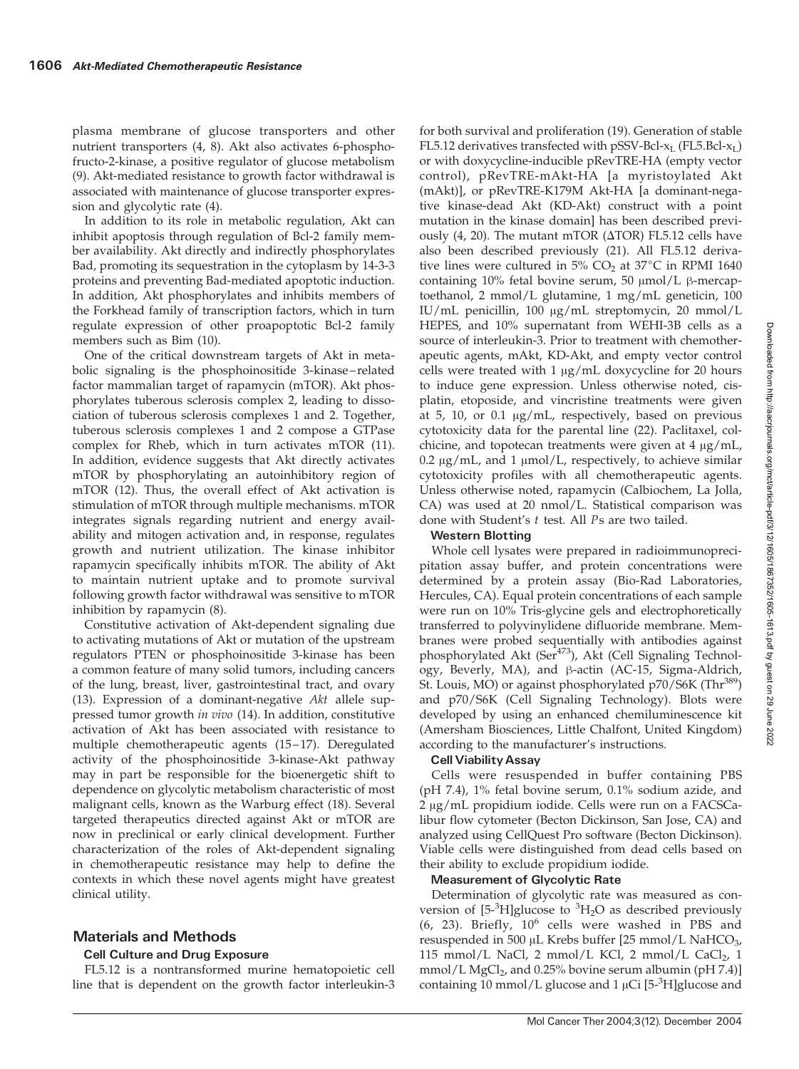plasma membrane of glucose transporters and other nutrient transporters (4, 8). Akt also activates 6-phosphofructo-2-kinase, a positive regulator of glucose metabolism (9). Akt-mediated resistance to growth factor withdrawal is associated with maintenance of glucose transporter expression and glycolytic rate (4).

In addition to its role in metabolic regulation, Akt can inhibit apoptosis through regulation of Bcl-2 family member availability. Akt directly and indirectly phosphorylates Bad, promoting its sequestration in the cytoplasm by 14-3-3 proteins and preventing Bad-mediated apoptotic induction. In addition, Akt phosphorylates and inhibits members of the Forkhead family of transcription factors, which in turn regulate expression of other proapoptotic Bcl-2 family members such as Bim (10).

One of the critical downstream targets of Akt in metabolic signaling is the phosphoinositide 3-kinase–related factor mammalian target of rapamycin (mTOR). Akt phosphorylates tuberous sclerosis complex 2, leading to dissociation of tuberous sclerosis complexes 1 and 2. Together, tuberous sclerosis complexes 1 and 2 compose a GTPase complex for Rheb, which in turn activates mTOR (11). In addition, evidence suggests that Akt directly activates mTOR by phosphorylating an autoinhibitory region of mTOR (12). Thus, the overall effect of Akt activation is stimulation of mTOR through multiple mechanisms. mTOR integrates signals regarding nutrient and energy availability and mitogen activation and, in response, regulates growth and nutrient utilization. The kinase inhibitor rapamycin specifically inhibits mTOR. The ability of Akt to maintain nutrient uptake and to promote survival following growth factor withdrawal was sensitive to mTOR inhibition by rapamycin (8).

Constitutive activation of Akt-dependent signaling due to activating mutations of Akt or mutation of the upstream regulators PTEN or phosphoinositide 3-kinase has been a common feature of many solid tumors, including cancers of the lung, breast, liver, gastrointestinal tract, and ovary (13). Expression of a dominant-negative *Akt* allele suppressed tumor growth *in vivo* (14). In addition, constitutive activation of Akt has been associated with resistance to multiple chemotherapeutic agents (15–17). Deregulated activity of the phosphoinositide 3-kinase-Akt pathway may in part be responsible for the bioenergetic shift to dependence on glycolytic metabolism characteristic of most malignant cells, known as the Warburg effect (18). Several targeted therapeutics directed against Akt or mTOR are now in preclinical or early clinical development. Further characterization of the roles of Akt-dependent signaling in chemotherapeutic resistance may help to define the contexts in which these novel agents might have greatest clinical utility.

## Materials and Methods

### Cell Culture and Drug Exposure

FL5.12 is a nontransformed murine hematopoietic cell line that is dependent on the growth factor interleukin-3 for both survival and proliferation (19). Generation of stable FL5.12 derivatives transfected with pSSV-Bcl-$x_L$ (FL5.Bcl-$x_L$) or with doxycycline-inducible pRevTRE-HA (empty vector control), pRevTRE-mAkt-HA [a myristoylated Akt (mAkt)], or pRevTRE-K179M Akt-HA [a dominant-negative kinase-dead Akt (KD-Akt) construct with a point mutation in the kinase domain] has been described previously (4, 20). The mutant mTOR ($\Delta$TOR) FL5.12 cells have also been described previously (21). All FL5.12 derivative lines were cultured in 5% $CO_2$ at 37°C in RPMI 1640 containing 10% fetal bovine serum, 50 μmol/L β-mercaptoethanol, 2 mmol/L glutamine, 1 mg/mL geneticin, 100 IU/mL penicillin, 100 μg/mL streptomycin, 20 mmol/L HEPES, and 10% supernatant from WEHI-3B cells as a source of interleukin-3. Prior to treatment with chemotherapeutic agents, mAkt, KD-Akt, and empty vector control cells were treated with 1 μg/mL doxycycline for 20 hours to induce gene expression. Unless otherwise noted, cisplatin, etoposide, and vincristine treatments were given at 5, 10, or 0.1 μg/mL, respectively, based on previous cytotoxicity data for the parental line (22). Paclitaxel, colchicine, and topotecan treatments were given at 4 μg/mL, 0.2 μg/mL, and 1 μmol/L, respectively, to achieve similar cytotoxicity profiles with all chemotherapeutic agents. Unless otherwise noted, rapamycin (Calbiochem, La Jolla, CA) was used at 20 nmol/L. Statistical comparison was done with Student's *t* test. All *P*s are two tailed.

### Western Blotting

Whole cell lysates were prepared in radioimmunoprecipitation assay buffer, and protein concentrations were determined by a protein assay (Bio-Rad Laboratories, Hercules, CA). Equal protein concentrations of each sample were run on 10% Tris-glycine gels and electrophoretically transferred to polyvinylidene difluoride membrane. Membranes were probed sequentially with antibodies against phosphorylated Akt ($Ser^{473}$), Akt (Cell Signaling Technology, Beverly, MA), and β-actin (AC-15, Sigma-Aldrich, St. Louis, MO) or against phosphorylated p70/S6K ($Thr^{389}$) and p70/S6K (Cell Signaling Technology). Blots were developed by using an enhanced chemiluminescence kit (Amersham Biosciences, Little Chalfont, United Kingdom) according to the manufacturer's instructions.

### Cell Viability Assay

Cells were resuspended in buffer containing PBS (pH 7.4), 1% fetal bovine serum, 0.1% sodium azide, and 2 μg/mL propidium iodide. Cells were run on a FACSCalibur flow cytometer (Becton Dickinson, San Jose, CA) and analyzed using CellQuest Pro software (Becton Dickinson). Viable cells were distinguished from dead cells based on their ability to exclude propidium iodide.

### Measurement of Glycolytic Rate

Determination of glycolytic rate was measured as conversion of [5-$^3$H]glucose to $^3H_2O$ as described previously (6, 23). Briefly, $10^6$ cells were washed in PBS and resuspended in 500 μL Krebs buffer [25 mmol/L $NaHCO_3$, 115 mmol/L NaCl, 2 mmol/L KCl, 2 mmol/L $CaCl_2$, 1 mmol/L $MgCl_2$, and 0.25% bovine serum albumin (pH 7.4)] containing 10 mmol/L glucose and 1 μCi [5-$^3$H]glucose and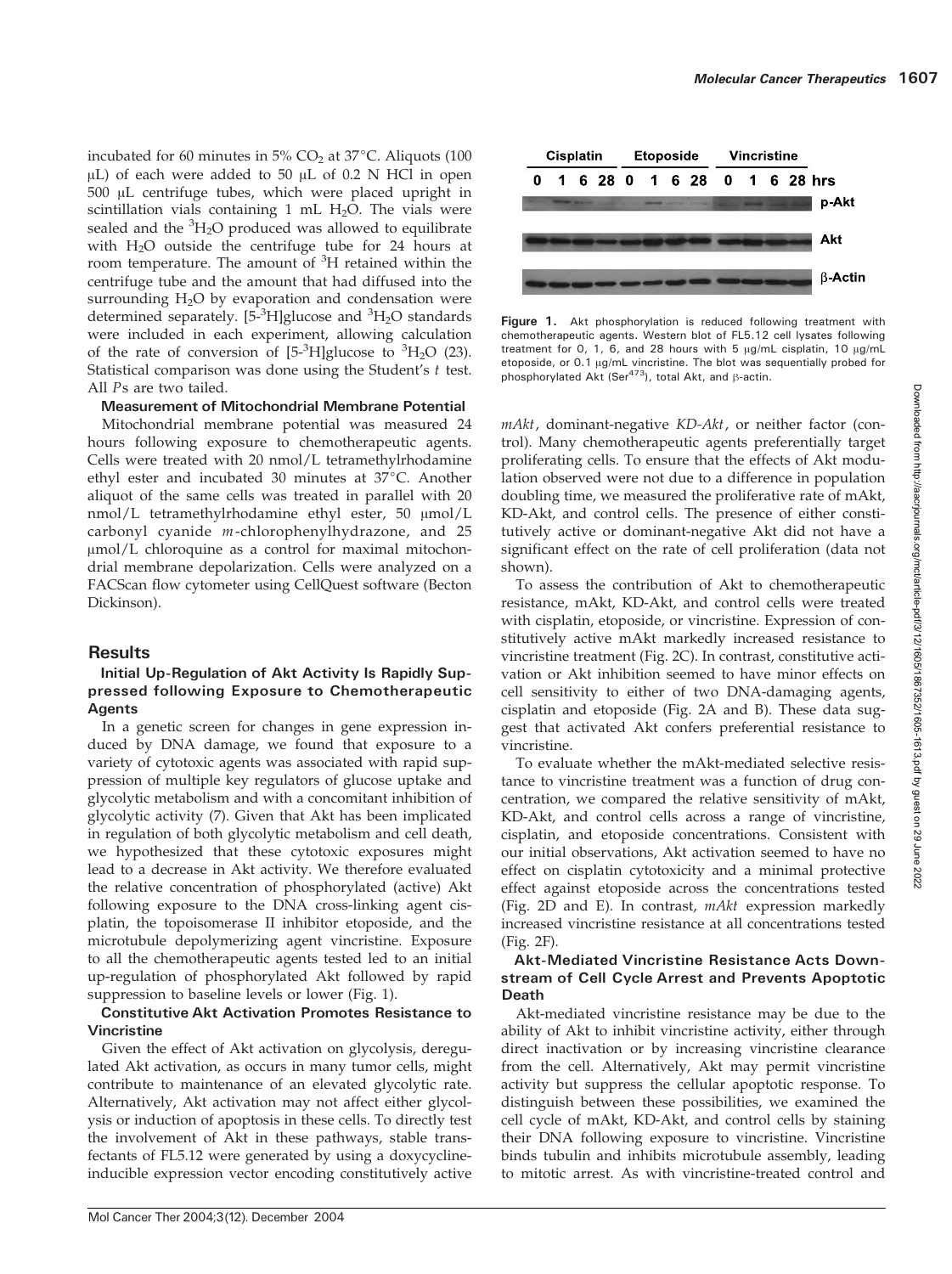incubated for 60 minutes in 5% $CO_2$ at 37°C. Aliquots (100 μL) of each were added to 50 μL of 0.2 N HCl in open 500 μL centrifuge tubes, which were placed upright in scintillation vials containing 1 mL $H_2O$. The vials were sealed and the $^3H_2O$ produced was allowed to equilibrate with $H_2O$ outside the centrifuge tube for 24 hours at room temperature. The amount of $^3H$ retained within the centrifuge tube and the amount that had diffused into the surrounding $H_2O$ by evaporation and condensation were determined separately. [5-$^3$H]glucose and $^3H_2O$ standards were included in each experiment, allowing calculation of the rate of conversion of [5-$^3$H]glucose to $^3H_2O$ (23). Statistical comparison was done using the Student's *t* test. All *P*s are two tailed.

**Measurement of Mitochondrial Membrane Potential**

Mitochondrial membrane potential was measured 24 hours following exposure to chemotherapeutic agents. Cells were treated with 20 nmol/L tetramethylrhodamine ethyl ester and incubated 30 minutes at 37°C. Another aliquot of the same cells was treated in parallel with 20 nmol/L tetramethylrhodamine ethyl ester, 50 μmol/L carbonyl cyanide *m*-chlorophenylhydrazone, and 25 μmol/L chloroquine as a control for maximal mitochondrial membrane depolarization. Cells were analyzed on a FACScan flow cytometer using CellQuest software (Becton Dickinson).

## Results

**Initial Up-Regulation of Akt Activity Is Rapidly Suppressed following Exposure to Chemotherapeutic Agents**

In a genetic screen for changes in gene expression induced by DNA damage, we found that exposure to a variety of cytotoxic agents was associated with rapid suppression of multiple key regulators of glucose uptake and glycolytic metabolism and with a concomitant inhibition of glycolytic activity (7). Given that Akt has been implicated in regulation of both glycolytic metabolism and cell death, we hypothesized that these cytotoxic exposures might lead to a decrease in Akt activity. We therefore evaluated the relative concentration of phosphorylated (active) Akt following exposure to the DNA cross-linking agent cisplatin, the topoisomerase II inhibitor etoposide, and the microtubule depolymerizing agent vincristine. Exposure to all the chemotherapeutic agents tested led to an initial up-regulation of phosphorylated Akt followed by rapid suppression to baseline levels or lower (Fig. 1).

**Constitutive Akt Activation Promotes Resistance to Vincristine**

Given the effect of Akt activation on glycolysis, deregulated Akt activation, as occurs in many tumor cells, might contribute to maintenance of an elevated glycolytic rate. Alternatively, Akt activation may not affect either glycolysis or induction of apoptosis in these cells. To directly test the involvement of Akt in these pathways, stable transfectants of FL5.12 were generated by using a doxycycline-inducible expression vector encoding constitutively active

**Figure 1.** Akt phosphorylation is reduced following treatment with chemotherapeutic agents. Western blot of FL5.12 cell lysates following treatment for 0, 1, 6, and 28 hours with 5 μg/mL cisplatin, 10 μg/mL etoposide, or 0.1 μg/mL vincristine. The blot was sequentially probed for phosphorylated Akt (Ser[473]), total Akt, and β-actin.

*mAkt*, dominant-negative *KD-Akt*, or neither factor (control). Many chemotherapeutic agents preferentially target proliferating cells. To ensure that the effects of Akt modulation observed were not due to a difference in population doubling time, we measured the proliferative rate of mAkt, KD-Akt, and control cells. The presence of either constitutively active or dominant-negative Akt did not have a significant effect on the rate of cell proliferation (data not shown).

To assess the contribution of Akt to chemotherapeutic resistance, mAkt, KD-Akt, and control cells were treated with cisplatin, etoposide, or vincristine. Expression of constitutively active mAkt markedly increased resistance to vincristine treatment (Fig. 2C). In contrast, constitutive activation or Akt inhibition seemed to have minor effects on cell sensitivity to either of two DNA-damaging agents, cisplatin and etoposide (Fig. 2A and B). These data suggest that activated Akt confers preferential resistance to vincristine.

To evaluate whether the mAkt-mediated selective resistance to vincristine treatment was a function of drug concentration, we compared the relative sensitivity of mAkt, KD-Akt, and control cells across a range of vincristine, cisplatin, and etoposide concentrations. Consistent with our initial observations, Akt activation seemed to have no effect on cisplatin cytotoxicity and a minimal protective effect against etoposide across the concentrations tested (Fig. 2D and E). In contrast, *mAkt* expression markedly increased vincristine resistance at all concentrations tested (Fig. 2F).

**Akt-Mediated Vincristine Resistance Acts Downstream of Cell Cycle Arrest and Prevents Apoptotic Death**

Akt-mediated vincristine resistance may be due to the ability of Akt to inhibit vincristine activity, either through direct inactivation or by increasing vincristine clearance from the cell. Alternatively, Akt may permit vincristine activity but suppress the cellular apoptotic response. To distinguish between these possibilities, we examined the cell cycle of mAkt, KD-Akt, and control cells by staining their DNA following exposure to vincristine. Vincristine binds tubulin and inhibits microtubule assembly, leading to mitotic arrest. As with vincristine-treated control and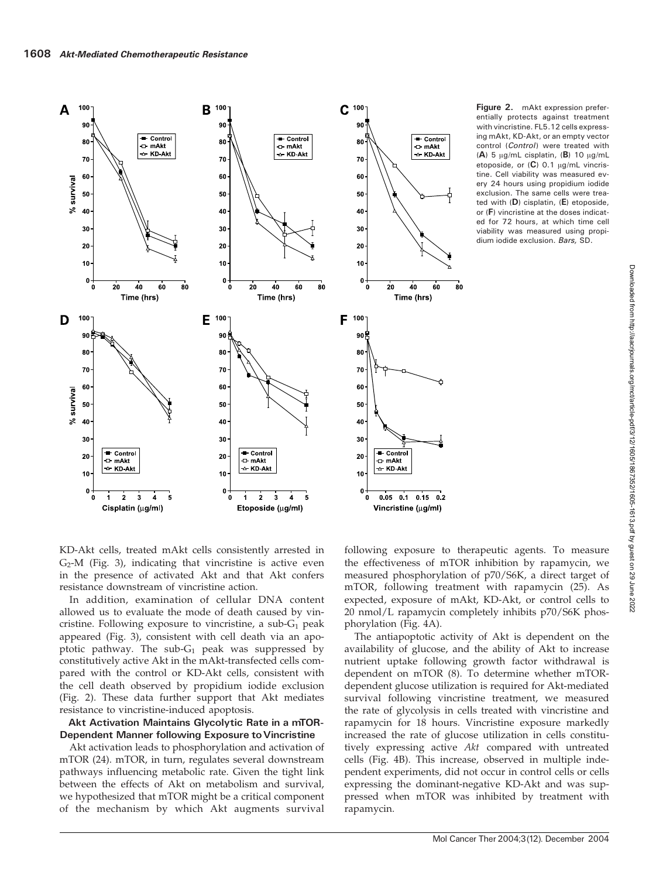**Figure 2.** mAkt expression preferentially protects against treatment with vincristine. FL5.12 cells expressing mAkt, KD-Akt, or an empty vector control (*Control*) were treated with (**A**) 5 μg/mL cisplatin, (**B**) 10 μg/mL etoposide, or (**C**) 0.1 μg/mL vincristine. Cell viability was measured every 24 hours using propidium iodide exclusion. The same cells were treated with (**D**) cisplatin, (**E**) etoposide, or (**F**) vincristine at the doses indicated for 72 hours, at which time cell viability was measured using propidium iodide exclusion. *Bars,* SD.

KD-Akt cells, treated mAkt cells consistently arrested in $G_2$-M (Fig. 3), indicating that vincristine is active even in the presence of activated Akt and that Akt confers resistance downstream of vincristine action.

In addition, examination of cellular DNA content allowed us to evaluate the mode of death caused by vincristine. Following exposure to vincristine, a sub-$G_1$ peak appeared (Fig. 3), consistent with cell death via an apoptotic pathway. The sub-$G_1$ peak was suppressed by constitutively active Akt in the mAkt-transfected cells compared with the control or KD-Akt cells, consistent with the cell death observed by propidium iodide exclusion (Fig. 2). These data further support that Akt mediates resistance to vincristine-induced apoptosis.

**Akt Activation Maintains Glycolytic Rate in a mTOR-Dependent Manner following Exposure to Vincristine**

Akt activation leads to phosphorylation and activation of mTOR (24). mTOR, in turn, regulates several downstream pathways influencing metabolic rate. Given the tight link between the effects of Akt on metabolism and survival, we hypothesized that mTOR might be a critical component of the mechanism by which Akt augments survival following exposure to therapeutic agents. To measure the effectiveness of mTOR inhibition by rapamycin, we measured phosphorylation of p70/S6K, a direct target of mTOR, following treatment with rapamycin (25). As expected, exposure of mAkt, KD-Akt, or control cells to 20 nmol/L rapamycin completely inhibits p70/S6K phosphorylation (Fig. 4A).

The antiapoptotic activity of Akt is dependent on the availability of glucose, and the ability of Akt to increase nutrient uptake following growth factor withdrawal is dependent on mTOR (8). To determine whether mTOR-dependent glucose utilization is required for Akt-mediated survival following vincristine treatment, we measured the rate of glycolysis in cells treated with vincristine and rapamycin for 18 hours. Vincristine exposure markedly increased the rate of glucose utilization in cells constitutively expressing active *Akt* compared with untreated cells (Fig. 4B). This increase, observed in multiple independent experiments, did not occur in control cells or cells expressing the dominant-negative KD-Akt and was suppressed when mTOR was inhibited by treatment with rapamycin.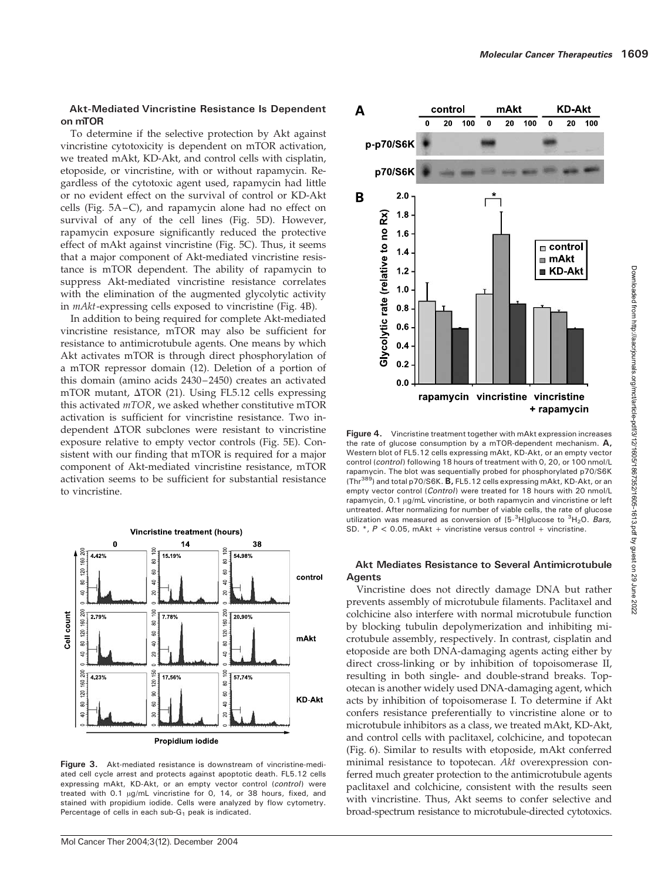### Akt-Mediated Vincristine Resistance Is Dependent on mTOR

To determine if the selective protection by Akt against vincristine cytotoxicity is dependent on mTOR activation, we treated mAkt, KD-Akt, and control cells with cisplatin, etoposide, or vincristine, with or without rapamycin. Regardless of the cytotoxic agent used, rapamycin had little or no evident effect on the survival of control or KD-Akt cells (Fig. 5A–C), and rapamycin alone had no effect on survival of any of the cell lines (Fig. 5D). However, rapamycin exposure significantly reduced the protective effect of mAkt against vincristine (Fig. 5C). Thus, it seems that a major component of Akt-mediated vincristine resistance is mTOR dependent. The ability of rapamycin to suppress Akt-mediated vincristine resistance correlates with the elimination of the augmented glycolytic activity in *mAkt*-expressing cells exposed to vincristine (Fig. 4B).

In addition to being required for complete Akt-mediated vincristine resistance, mTOR may also be sufficient for resistance to antimicrotubule agents. One means by which Akt activates mTOR is through direct phosphorylation of a mTOR repressor domain (12). Deletion of a portion of this domain (amino acids 2430–2450) creates an activated mTOR mutant, ΔTOR (21). Using FL5.12 cells expressing this activated *mTOR*, we asked whether constitutive mTOR activation is sufficient for vincristine resistance. Two independent ΔTOR subclones were resistant to vincristine exposure relative to empty vector controls (Fig. 5E). Consistent with our finding that mTOR is required for a major component of Akt-mediated vincristine resistance, mTOR activation seems to be sufficient for substantial resistance to vincristine.

**Figure 3.** Akt-mediated resistance is downstream of vincristine-mediated cell cycle arrest and protects against apoptotic death. FL5.12 cells expressing mAkt, KD-Akt, or an empty vector control (*control*) were treated with 0.1 μg/mL vincristine for 0, 14, or 38 hours, fixed, and stained with propidium iodide. Cells were analyzed by flow cytometry. Percentage of cells in each sub-$G_1$ peak is indicated.

**Figure 4.** Vincristine treatment together with mAkt expression increases the rate of glucose consumption by a mTOR-dependent mechanism. **A,** Western blot of FL5.12 cells expressing mAkt, KD-Akt, or an empty vector control (*control*) following 18 hours of treatment with 0, 20, or 100 nmol/L rapamycin. The blot was sequentially probed for phosphorylated p70/S6K ($Thr^{389}$) and total p70/S6K. **B,** FL5.12 cells expressing mAkt, KD-Akt, or an empty vector control (*Control*) were treated for 18 hours with 20 nmol/L rapamycin, 0.1 μg/mL vincristine, or both rapamycin and vincristine or left untreated. After normalizing for number of viable cells, the rate of glucose utilization was measured as conversion of [5-$^3$H]glucose to $^3H_2O$. *Bars,* SD. *, $P < 0.05$, mAkt + vincristine versus control + vincristine.

### Akt Mediates Resistance to Several Antimicrotubule Agents

Vincristine does not directly damage DNA but rather prevents assembly of microtubule filaments. Paclitaxel and colchicine also interfere with normal microtubule function by blocking tubulin depolymerization and inhibiting microtubule assembly, respectively. In contrast, cisplatin and etoposide are both DNA-damaging agents acting either by direct cross-linking or by inhibition of topoisomerase II, resulting in both single- and double-strand breaks. Topotecan is another widely used DNA-damaging agent, which acts by inhibition of topoisomerase I. To determine if Akt confers resistance preferentially to vincristine alone or to microtubule inhibitors as a class, we treated mAkt, KD-Akt, and control cells with paclitaxel, colchicine, and topotecan (Fig. 6). Similar to results with etoposide, mAkt conferred minimal resistance to topotecan. *Akt* overexpression conferred much greater protection to the antimicrotubule agents paclitaxel and colchicine, consistent with the results seen with vincristine. Thus, Akt seems to confer selective and broad-spectrum resistance to microtubule-directed cytotoxics.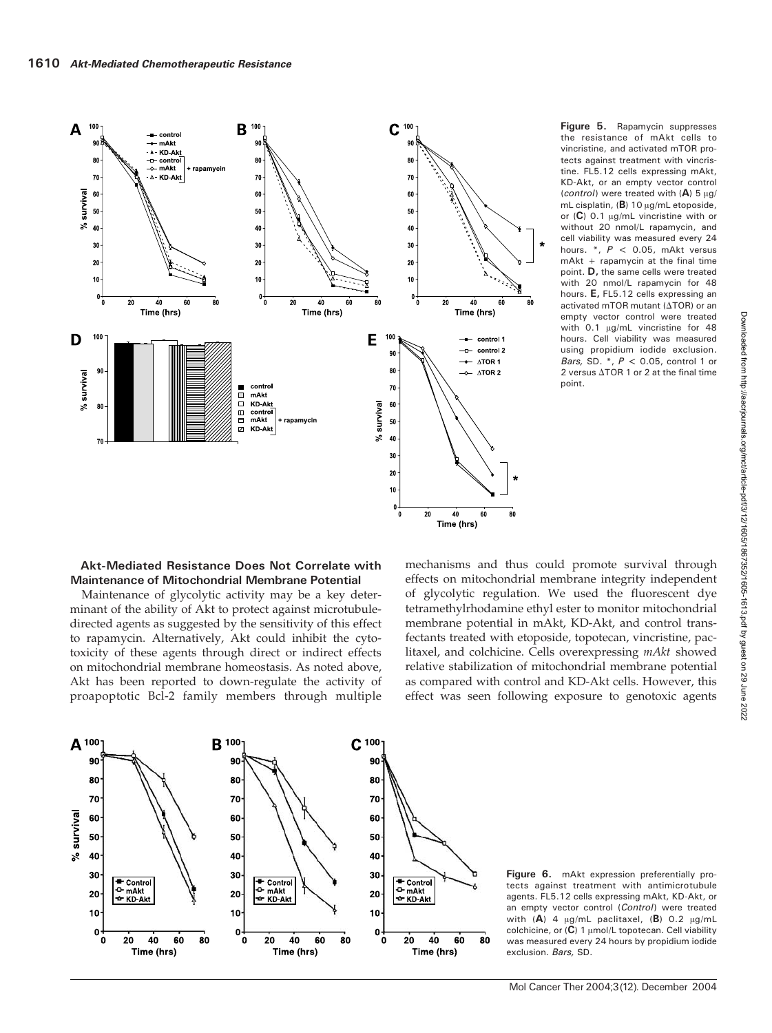**Figure 5.** Rapamycin suppresses the resistance of mAkt cells to vincristine, and activated mTOR protects against treatment with vincristine. FL5.12 cells expressing mAkt, KD-Akt, or an empty vector control (*control*) were treated with (**A**) 5 μg/mL cisplatin, (**B**) 10 μg/mL etoposide, or (**C**) 0.1 μg/mL vincristine with or without 20 nmol/L rapamycin, and cell viability was measured every 24 hours. *, $P < 0.05$, mAkt versus mAkt + rapamycin at the final time point. **D,** the same cells were treated with 20 nmol/L rapamycin for 48 hours. **E,** FL5.12 cells expressing an activated mTOR mutant (ΔTOR) or an empty vector control were treated with 0.1 μg/mL vincristine for 48 hours. Cell viability was measured using propidium iodide exclusion. *Bars,* SD. *, $P < 0.05$, control 1 or 2 versus ΔTOR 1 or 2 at the final time point.

### Akt-Mediated Resistance Does Not Correlate with Maintenance of Mitochondrial Membrane Potential

Maintenance of glycolytic activity may be a key determinant of the ability of Akt to protect against microtubule-directed agents as suggested by the sensitivity of this effect to rapamycin. Alternatively, Akt could inhibit the cytotoxicity of these agents through direct or indirect effects on mitochondrial membrane homeostasis. As noted above, Akt has been reported to down-regulate the activity of proapoptotic Bcl-2 family members through multiple mechanisms and thus could promote survival through effects on mitochondrial membrane integrity independent of glycolytic regulation. We used the fluorescent dye tetramethylrhodamine ethyl ester to monitor mitochondrial membrane potential in mAkt, KD-Akt, and control transfectants treated with etoposide, topotecan, vincristine, paclitaxel, and colchicine. Cells overexpressing *mAkt* showed relative stabilization of mitochondrial membrane potential as compared with control and KD-Akt cells. However, this effect was seen following exposure to genotoxic agents

**Figure 6.** mAkt expression preferentially protects against treatment with antimicrotubule agents. FL5.12 cells expressing mAkt, KD-Akt, or an empty vector control (*Control*) were treated with (**A**) 4 μg/mL paclitaxel, (**B**) 0.2 μg/mL colchicine, or (**C**) 1 μmol/L topotecan. Cell viability was measured every 24 hours by propidium iodide exclusion. *Bars,* SD.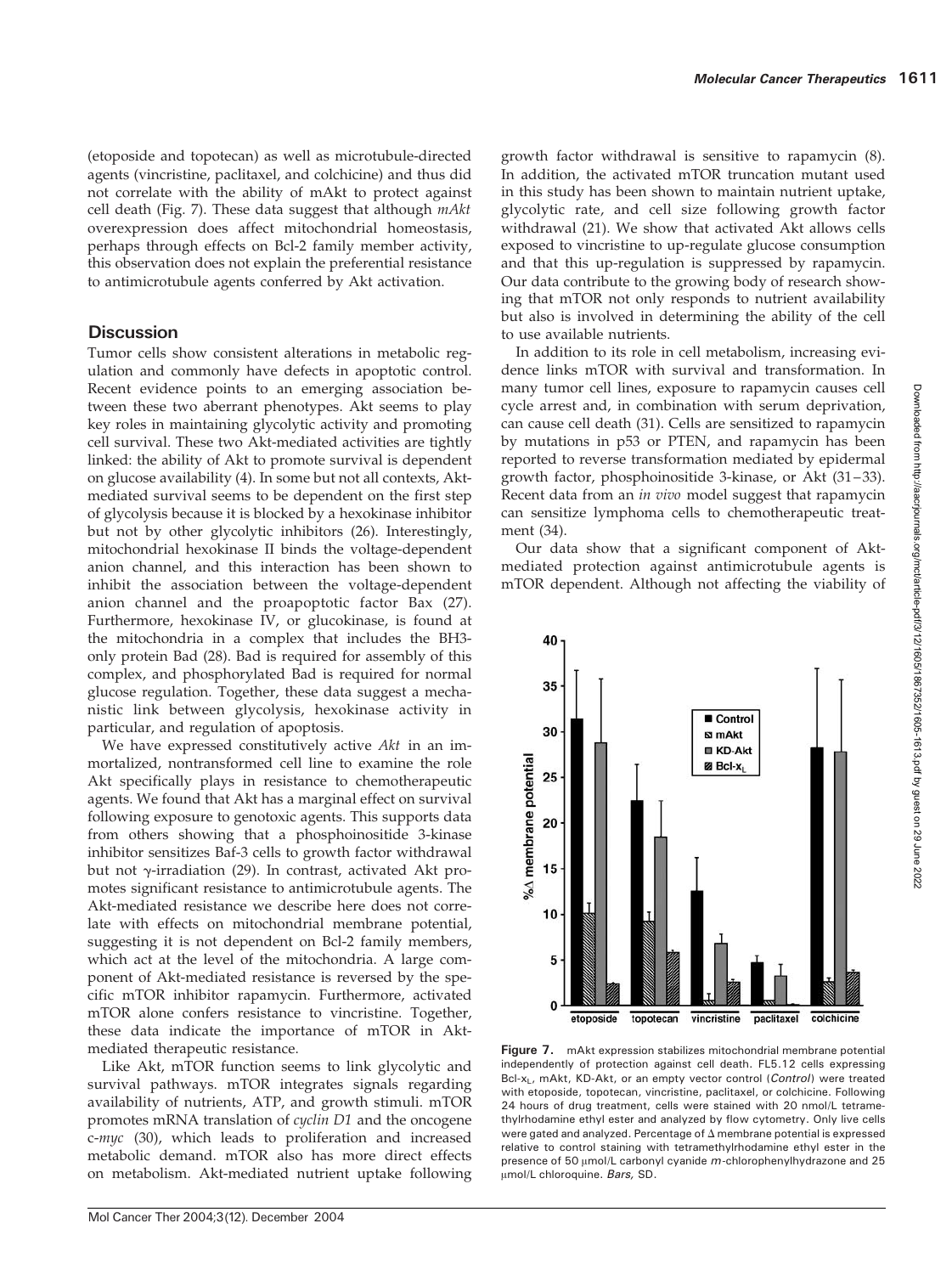(etoposide and topotecan) as well as microtubule-directed agents (vincristine, paclitaxel, and colchicine) and thus did not correlate with the ability of mAkt to protect against cell death (Fig. 7). These data suggest that although *mAkt* overexpression does affect mitochondrial homeostasis, perhaps through effects on Bcl-2 family member activity, this observation does not explain the preferential resistance to antimicrotubule agents conferred by Akt activation.

## Discussion

Tumor cells show consistent alterations in metabolic regulation and commonly have defects in apoptotic control. Recent evidence points to an emerging association between these two aberrant phenotypes. Akt seems to play key roles in maintaining glycolytic activity and promoting cell survival. These two Akt-mediated activities are tightly linked: the ability of Akt to promote survival is dependent on glucose availability (4). In some but not all contexts, Akt-mediated survival seems to be dependent on the first step of glycolysis because it is blocked by a hexokinase inhibitor but not by other glycolytic inhibitors (26). Interestingly, mitochondrial hexokinase II binds the voltage-dependent anion channel, and this interaction has been shown to inhibit the association between the voltage-dependent anion channel and the proapoptotic factor Bax (27). Furthermore, hexokinase IV, or glucokinase, is found at the mitochondria in a complex that includes the BH3-only protein Bad (28). Bad is required for assembly of this complex, and phosphorylated Bad is required for normal glucose regulation. Together, these data suggest a mechanistic link between glycolysis, hexokinase activity in particular, and regulation of apoptosis.

We have expressed constitutively active *Akt* in an immortalized, nontransformed cell line to examine the role Akt specifically plays in resistance to chemotherapeutic agents. We found that Akt has a marginal effect on survival following exposure to genotoxic agents. This supports data from others showing that a phosphoinositide 3-kinase inhibitor sensitizes Baf-3 cells to growth factor withdrawal but not $\gamma$-irradiation (29). In contrast, activated Akt promotes significant resistance to antimicrotubule agents. The Akt-mediated resistance we describe here does not correlate with effects on mitochondrial membrane potential, suggesting it is not dependent on Bcl-2 family members, which act at the level of the mitochondria. A large component of Akt-mediated resistance is reversed by the specific mTOR inhibitor rapamycin. Furthermore, activated mTOR alone confers resistance to vincristine. Together, these data indicate the importance of mTOR in Akt-mediated therapeutic resistance.

Like Akt, mTOR function seems to link glycolytic and survival pathways. mTOR integrates signals regarding availability of nutrients, ATP, and growth stimuli. mTOR promotes mRNA translation of *cyclin D1* and the oncogene c-*myc* (30), which leads to proliferation and increased metabolic demand. mTOR also has more direct effects on metabolism. Akt-mediated nutrient uptake following growth factor withdrawal is sensitive to rapamycin (8). In addition, the activated mTOR truncation mutant used in this study has been shown to maintain nutrient uptake, glycolytic rate, and cell size following growth factor withdrawal (21). We show that activated Akt allows cells exposed to vincristine to up-regulate glucose consumption and that this up-regulation is suppressed by rapamycin. Our data contribute to the growing body of research showing that mTOR not only responds to nutrient availability but also is involved in determining the ability of the cell to use available nutrients.

In addition to its role in cell metabolism, increasing evidence links mTOR with survival and transformation. In many tumor cell lines, exposure to rapamycin causes cell cycle arrest and, in combination with serum deprivation, can cause cell death (31). Cells are sensitized to rapamycin by mutations in p53 or PTEN, and rapamycin has been reported to reverse transformation mediated by epidermal growth factor, phosphoinositide 3-kinase, or Akt (31–33). Recent data from an *in vivo* model suggest that rapamycin can sensitize lymphoma cells to chemotherapeutic treatment (34).

Our data show that a significant component of Akt-mediated protection against antimicrotubule agents is mTOR dependent. Although not affecting the viability of

**Figure 7.** mAkt expression stabilizes mitochondrial membrane potential independently of protection against cell death. FL5.12 cells expressing Bcl-$x_L$, mAkt, KD-Akt, or an empty vector control (*Control*) were treated with etoposide, topotecan, vincristine, paclitaxel, or colchicine. Following 24 hours of drug treatment, cells were stained with 20 nmol/L tetramethylrhodamine ethyl ester and analyzed by flow cytometry. Only live cells were gated and analyzed. Percentage of $\Delta$ membrane potential is expressed relative to control staining with tetramethylrhodamine ethyl ester in the presence of 50 µmol/L carbonyl cyanide *m*-chlorophenylhydrazone and 25 µmol/L chloroquine. *Bars*, SD.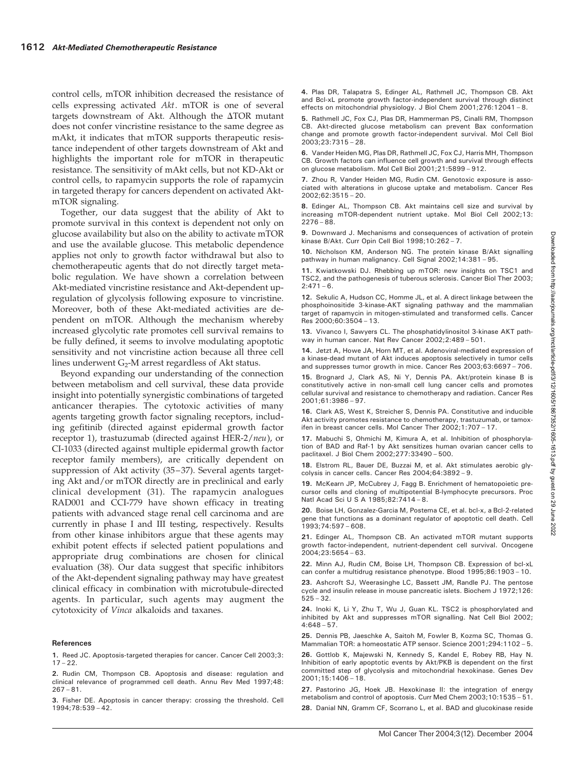control cells, mTOR inhibition decreased the resistance of cells expressing activated *Akt*. mTOR is one of several targets downstream of Akt. Although the ΔTOR mutant does not confer vincristine resistance to the same degree as mAkt, it indicates that mTOR supports therapeutic resistance independent of other targets downstream of Akt and highlights the important role for mTOR in therapeutic resistance. The sensitivity of mAkt cells, but not KD-Akt or control cells, to rapamycin supports the role of rapamycin in targeted therapy for cancers dependent on activated Akt-mTOR signaling.

Together, our data suggest that the ability of Akt to promote survival in this context is dependent not only on glucose availability but also on the ability to activate mTOR and use the available glucose. This metabolic dependence applies not only to growth factor withdrawal but also to chemotherapeutic agents that do not directly target metabolic regulation. We have shown a correlation between Akt-mediated vincristine resistance and Akt-dependent up-regulation of glycolysis following exposure to vincristine. Moreover, both of these Akt-mediated activities are dependent on mTOR. Although the mechanism whereby increased glycolytic rate promotes cell survival remains to be fully defined, it seems to involve modulating apoptotic sensitivity and not vincristine action because all three cell lines underwent $G_2$-M arrest regardless of Akt status.

Beyond expanding our understanding of the connection between metabolism and cell survival, these data provide insight into potentially synergistic combinations of targeted anticancer therapies. The cytotoxic activities of many agents targeting growth factor signaling receptors, including gefitinib (directed against epidermal growth factor receptor 1), trastuzumab (directed against HER-2/*neu*), or CI-1033 (directed against multiple epidermal growth factor receptor family members), are critically dependent on suppression of Akt activity (35–37). Several agents targeting Akt and/or mTOR directly are in preclinical and early clinical development (31). The rapamycin analogues RAD001 and CCI-779 have shown efficacy in treating patients with advanced stage renal cell carcinoma and are currently in phase I and III testing, respectively. Results from other kinase inhibitors argue that these agents may exhibit potent effects if selected patient populations and appropriate drug combinations are chosen for clinical evaluation (38). Our data suggest that specific inhibitors of the Akt-dependent signaling pathway may have greatest clinical efficacy in combination with microtubule-directed agents. In particular, such agents may augment the cytotoxicity of *Vinca* alkaloids and taxanes.

#### References

1. Reed JC. Apoptosis-targeted therapies for cancer. Cancer Cell 2003;3:17 – 22.
2. Rudin CM, Thompson CB. Apoptosis and disease: regulation and clinical relevance of programmed cell death. Annu Rev Med 1997;48:267 – 81.
3. Fisher DE. Apoptosis in cancer therapy: crossing the threshold. Cell 1994;78:539 – 42.
4. Plas DR, Talapatra S, Edinger AL, Rathmell JC, Thompson CB. Akt and Bcl-xL promote growth factor-independent survival through distinct effects on mitochondrial physiology. J Biol Chem 2001;276:12041 – 8.
5. Rathmell JC, Fox CJ, Plas DR, Hammerman PS, Cinalli RM, Thompson CB. Akt-directed glucose metabolism can prevent Bax conformation change and promote growth factor-independent survival. Mol Cell Biol 2003;23:7315 – 28.
6. Vander Heiden MG, Plas DR, Rathmell JC, Fox CJ, Harris MH, Thompson CB. Growth factors can influence cell growth and survival through effects on glucose metabolism. Mol Cell Biol 2001;21:5899 – 912.
7. Zhou R, Vander Heiden MG, Rudin CM. Genotoxic exposure is associated with alterations in glucose uptake and metabolism. Cancer Res 2002;62:3515 – 20.
8. Edinger AL, Thompson CB. Akt maintains cell size and survival by increasing mTOR-dependent nutrient uptake. Mol Biol Cell 2002;13:2276 – 88.
9. Downward J. Mechanisms and consequences of activation of protein kinase B/Akt. Curr Opin Cell Biol 1998;10:262 – 7.
10. Nicholson KM, Anderson NG. The protein kinase B/Akt signalling pathway in human malignancy. Cell Signal 2002;14:381 – 95.
11. Kwiatkowski DJ. Rhebbing up mTOR: new insights on TSC1 and TSC2, and the pathogenesis of tuberous sclerosis. Cancer Biol Ther 2003;2:471 – 6.
12. Sekulic A, Hudson CC, Homme JL, et al. A direct linkage between the phosphoinositide 3-kinase-AKT signaling pathway and the mammalian target of rapamycin in mitogen-stimulated and transformed cells. Cancer Res 2000;60:3504 – 13.
13. Vivanco I, Sawyers CL. The phosphatidylinositol 3-kinase AKT pathway in human cancer. Nat Rev Cancer 2002;2:489 – 501.
14. Jetzt A, Howe JA, Horn MT, et al. Adenoviral-mediated expression of a kinase-dead mutant of Akt induces apoptosis selectively in tumor cells and suppresses tumor growth in mice. Cancer Res 2003;63:6697 – 706.
15. Brognard J, Clark AS, Ni Y, Dennis PA. Akt/protein kinase B is constitutively active in non-small cell lung cancer cells and promotes cellular survival and resistance to chemotherapy and radiation. Cancer Res 2001;61:3986 – 97.
16. Clark AS, West K, Streicher S, Dennis PA. Constitutive and inducible Akt activity promotes resistance to chemotherapy, trastuzumab, or tamoxifen in breast cancer cells. Mol Cancer Ther 2002;1:707 – 17.
17. Mabuchi S, Ohmichi M, Kimura A, et al. Inhibition of phosphorylation of BAD and Raf-1 by Akt sensitizes human ovarian cancer cells to paclitaxel. J Biol Chem 2002;277:33490 – 500.
18. Elstrom RL, Bauer DE, Buzzai M, et al. Akt stimulates aerobic glycolysis in cancer cells. Cancer Res 2004;64:3892 – 9.
19. McKearn JP, McCubrey J, Fagg B. Enrichment of hematopoietic precursor cells and cloning of multipotential B-lymphocyte precursors. Proc Natl Acad Sci U S A 1985;82:7414 – 8.
20. Boise LH, Gonzalez-Garcia M, Postema CE, et al. bcl-x, a Bcl-2-related gene that functions as a dominant regulator of apoptotic cell death. Cell 1993;74:597 – 608.
21. Edinger AL, Thompson CB. An activated mTOR mutant supports growth factor-independent, nutrient-dependent cell survival. Oncogene 2004;23:5654 – 63.
22. Minn AJ, Rudin CM, Boise LH, Thompson CB. Expression of bcl-xL can confer a multidrug resistance phenotype. Blood 1995;86:1903 – 10.
23. Ashcroft SJ, Weerasinghe LC, Bassett JM, Randle PJ. The pentose cycle and insulin release in mouse pancreatic islets. Biochem J 1972;126:525 – 32.
24. Inoki K, Li Y, Zhu T, Wu J, Guan KL. TSC2 is phosphorylated and inhibited by Akt and suppresses mTOR signalling. Nat Cell Biol 2002;4:648 – 57.
25. Dennis PB, Jaeschke A, Saitoh M, Fowler B, Kozma SC, Thomas G. Mammalian TOR: a homeostatic ATP sensor. Science 2001;294:1102 – 5.
26. Gottlob K, Majewski N, Kennedy S, Kandel E, Robey RB, Hay N. Inhibition of early apoptotic events by Akt/PKB is dependent on the first committed step of glycolysis and mitochondrial hexokinase. Genes Dev 2001;15:1406 – 18.
27. Pastorino JG, Hoek JB. Hexokinase II: the integration of energy metabolism and control of apoptosis. Curr Med Chem 2003;10:1535 – 51.
28. Danial NN, Gramm CF, Scorrano L, et al. BAD and glucokinase reside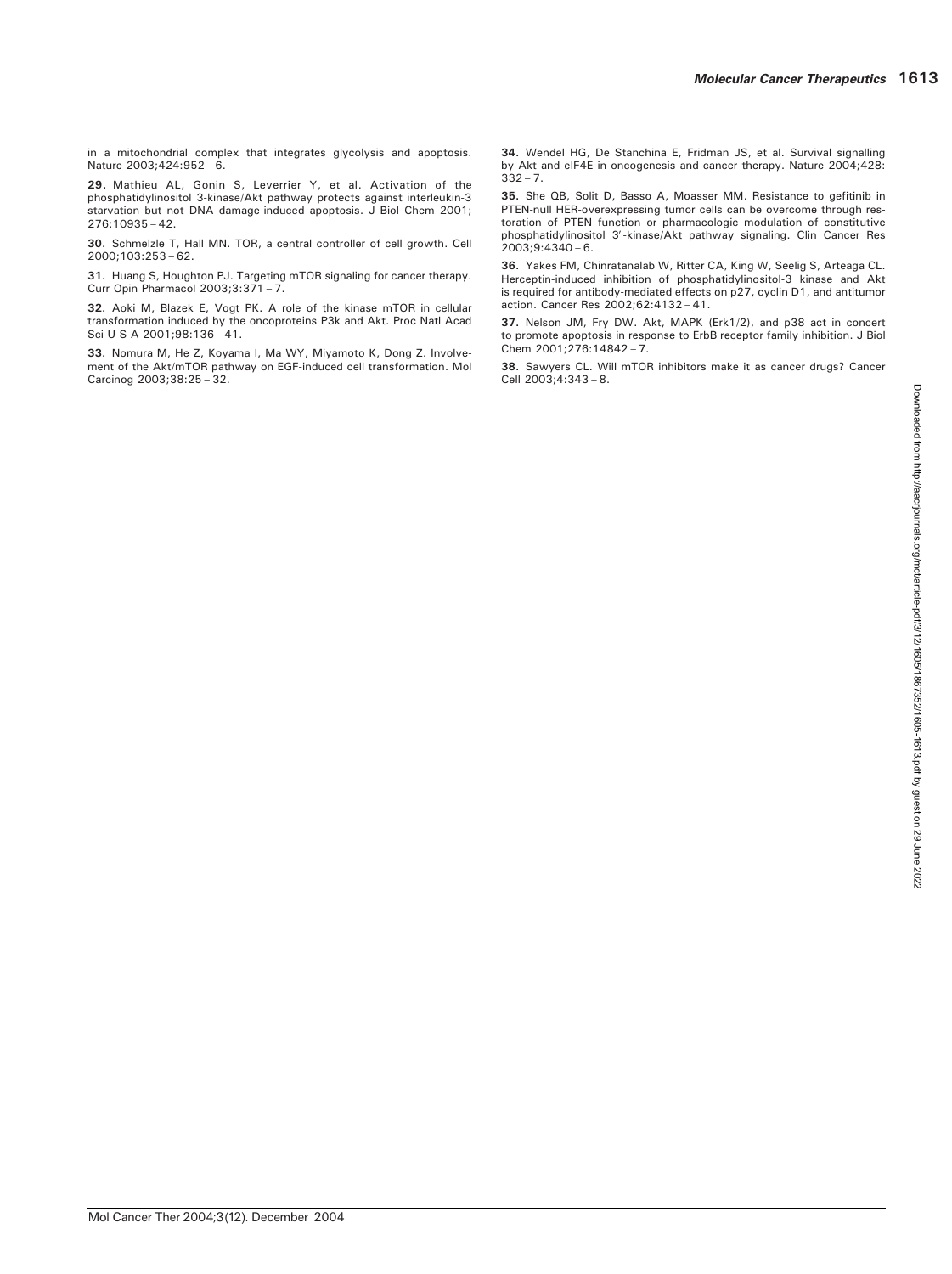in a mitochondrial complex that integrates glycolysis and apoptosis. Nature 2003;424:952 – 6.

**29.** Mathieu AL, Gonin S, Leverrier Y, et al. Activation of the phosphatidylinositol 3-kinase/Akt pathway protects against interleukin-3 starvation but not DNA damage-induced apoptosis. J Biol Chem 2001; 276:10935 – 42.

**30.** Schmelzle T, Hall MN. TOR, a central controller of cell growth. Cell 2000;103:253 – 62.

**31.** Huang S, Houghton PJ. Targeting mTOR signaling for cancer therapy. Curr Opin Pharmacol 2003;3:371 – 7.

**32.** Aoki M, Blazek E, Vogt PK. A role of the kinase mTOR in cellular transformation induced by the oncoproteins P3k and Akt. Proc Natl Acad Sci U S A 2001;98:136 – 41.

**33.** Nomura M, He Z, Koyama I, Ma WY, Miyamoto K, Dong Z. Involvement of the Akt/mTOR pathway on EGF-induced cell transformation. Mol Carcinog 2003;38:25 – 32.

**34.** Wendel HG, De Stanchina E, Fridman JS, et al. Survival signalling by Akt and eIF4E in oncogenesis and cancer therapy. Nature 2004;428: 332 – 7.

**35.** She QB, Solit D, Basso A, Moasser MM. Resistance to gefitinib in PTEN-null HER-overexpressing tumor cells can be overcome through restoration of PTEN function or pharmacologic modulation of constitutive phosphatidylinositol 3′-kinase/Akt pathway signaling. Clin Cancer Res 2003;9:4340 – 6.

**36.** Yakes FM, Chinratanalab W, Ritter CA, King W, Seelig S, Arteaga CL. Herceptin-induced inhibition of phosphatidylinositol-3 kinase and Akt is required for antibody-mediated effects on p27, cyclin D1, and antitumor action. Cancer Res 2002;62:4132 – 41.

**37.** Nelson JM, Fry DW. Akt, MAPK (Erk1/2), and p38 act in concert to promote apoptosis in response to ErbB receptor family inhibition. J Biol Chem 2001;276:14842 – 7.

**38.** Sawyers CL. Will mTOR inhibitors make it as cancer drugs? Cancer Cell 2003;4:343 – 8.